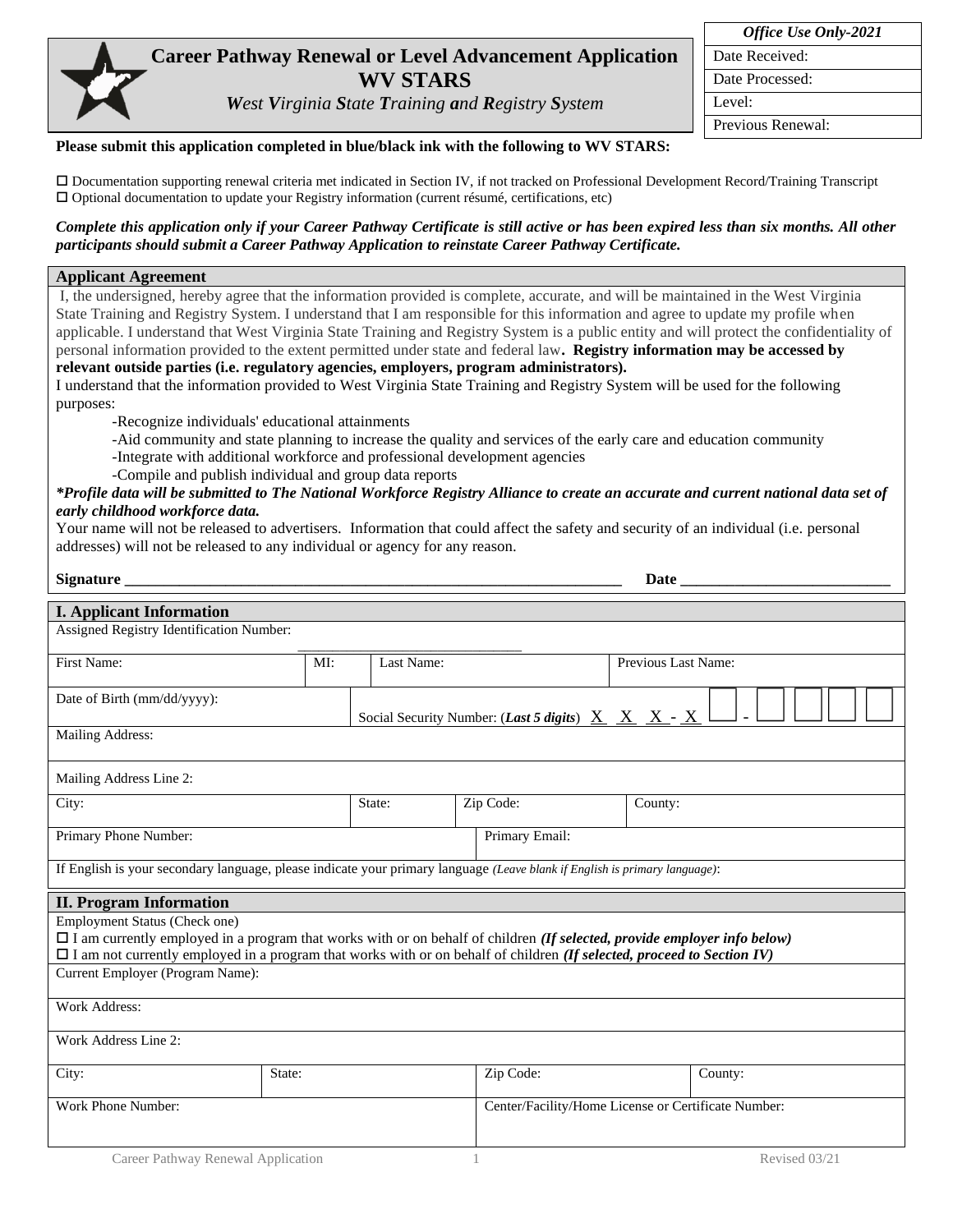| *Office Use Only-2021* |
|---|
| Date Received: |
| Date Processed: |
| Level: |
| Previous Renewal: |

# Career Pathway Renewal or Level Advancement Application
## WV STARS
***W**est **V**irginia **S**tate **T**raining **a**nd **R**egistry **S**ystem*

**Please submit this application completed in blue/black ink with the following to WV STARS:**

☐ Documentation supporting renewal criteria met indicated in Section IV, if not tracked on Professional Development Record/Training Transcript
☐ Optional documentation to update your Registry information (current résumé, certifications, etc)

***Complete this application only if your Career Pathway Certificate is still active or has been expired less than six months. All other participants should submit a Career Pathway Application to reinstate Career Pathway Certificate.***

### Applicant Agreement

I, the undersigned, hereby agree that the information provided is complete, accurate, and will be maintained in the West Virginia State Training and Registry System. I understand that I am responsible for this information and agree to update my profile when applicable. I understand that West Virginia State Training and Registry System is a public entity and will protect the confidentiality of personal information provided to the extent permitted under state and federal law**. Registry information may be accessed by relevant outside parties (i.e. regulatory agencies, employers, program administrators).**

I understand that the information provided to West Virginia State Training and Registry System will be used for the following purposes:

- Recognize individuals' educational attainments
- Aid community and state planning to increase the quality and services of the early care and education community
- Integrate with additional workforce and professional development agencies
- Compile and publish individual and group data reports

***\*Profile data will be submitted to The National Workforce Registry Alliance to create an accurate and current national data set of early childhood workforce data.***

Your name will not be released to advertisers. Information that could affect the safety and security of an individual (i.e. personal addresses) will not be released to any individual or agency for any reason.

**Signature** ______________________________ **Date** ____________________

### I. Applicant Information

| Assigned Registry Identification Number: ____________________ | | | |
|---|---|---|---|
| First Name: | MI: | Last Name: | Previous Last Name: |
| Date of Birth (mm/dd/yyyy): | Social Security Number: (***Last 5 digits***) X X X - X ☐ - ☐☐☐☐ | | |
| Mailing Address: | | | |
| Mailing Address Line 2: | | | |
| City: | State: | Zip Code: | County: |
| Primary Phone Number: | Primary Email: | | |
| If English is your secondary language, please indicate your primary language *(Leave blank if English is primary language)*: | | | |

### II. Program Information

Employment Status (Check one)
☐ I am currently employed in a program that works with or on behalf of children ***(If selected, provide employer info below)***
☐ I am not currently employed in a program that works with or on behalf of children ***(If selected, proceed to Section IV)***

| Current Employer (Program Name): | | | |
|---|---|---|---|
| Work Address: | | | |
| Work Address Line 2: | | | |
| City: | State: | Zip Code: | County: |
| Work Phone Number: | | Center/Facility/Home License or Certificate Number: | |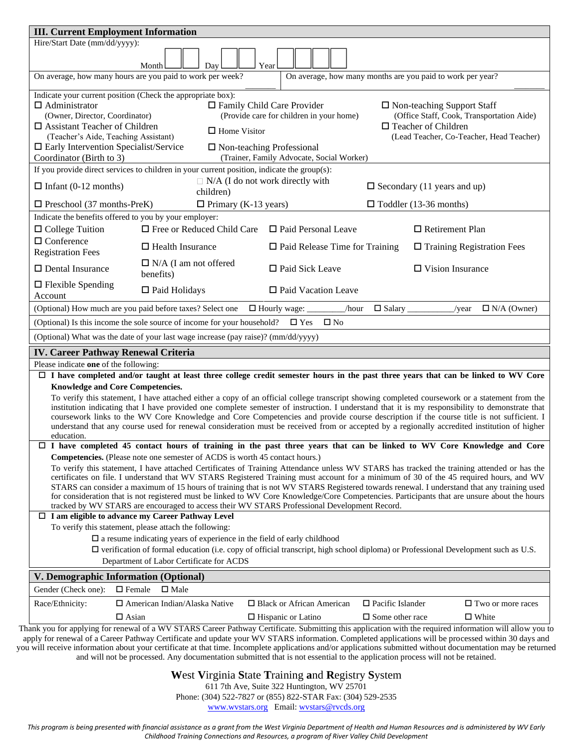## III. Current Employment Information

Hire/Start Date (mm/dd/yyyy):

Month ☐☐ Day ☐☐ Year ☐☐☐☐

On average, how many hours are you paid to work per week? \_\_\_\_\_\_

On average, how many months are you paid to work per year? \_\_\_\_\_\_

Indicate your current position (Check the appropriate box):

- ☐ Administrator (Owner, Director, Coordinator)
- ☐ Family Child Care Provider (Provide care for children in your home)
- ☐ Non-teaching Support Staff (Office Staff, Cook, Transportation Aide)
- ☐ Assistant Teacher of Children (Teacher's Aide, Teaching Assistant)
- ☐ Home Visitor
- ☐ Teacher of Children (Lead Teacher, Co-Teacher, Head Teacher)
- ☐ Early Intervention Specialist/Service Coordinator (Birth to 3)
- ☐ Non-teaching Professional (Trainer, Family Advocate, Social Worker)

If you provide direct services to children in your current position, indicate the group(s):

- ☐ Infant (0-12 months)
- ☐ N/A (I do not work directly with children)
- ☐ Secondary (11 years and up)
- ☐ Preschool (37 months-PreK)
- ☐ Primary (K-13 years)
- ☐ Toddler (13-36 months)

Indicate the benefits offered to you by your employer:

| | | | |
|---|---|---|---|
| ☐ College Tuition | ☐ Free or Reduced Child Care | ☐ Paid Personal Leave | ☐ Retirement Plan |
| ☐ Conference Registration Fees | ☐ Health Insurance | ☐ Paid Release Time for Training | ☐ Training Registration Fees |
| ☐ Dental Insurance | ☐ N/A (I am not offered benefits) | ☐ Paid Sick Leave | ☐ Vision Insurance |
| ☐ Flexible Spending Account | ☐ Paid Holidays | ☐ Paid Vacation Leave | |

(Optional) How much are you paid before taxes? Select one ☐ Hourly wage: \_\_\_\_\_\_\_\_/hour ☐ Salary \_\_\_\_\_\_\_\_\_\_/year ☐ N/A (Owner)

(Optional) Is this income the sole source of income for your household? ☐ Yes ☐ No

(Optional) What was the date of your last wage increase (pay raise)? (mm/dd/yyyy)

## IV. Career Pathway Renewal Criteria

Please indicate **one** of the following:

☐ **I have completed and/or taught at least three college credit semester hours in the past three years that can be linked to WV Core Knowledge and Core Competencies.**

To verify this statement, I have attached either a copy of an official college transcript showing completed coursework or a statement from the institution indicating that I have provided one complete semester of instruction. I understand that it is my responsibility to demonstrate that coursework links to the WV Core Knowledge and Core Competencies and provide course description if the course title is not sufficient. I understand that any course used for renewal consideration must be received from or accepted by a regionally accredited institution of higher education.

☐ **I have completed 45 contact hours of training in the past three years that can be linked to WV Core Knowledge and Core Competencies.** (Please note one semester of ACDS is worth 45 contact hours.)

To verify this statement, I have attached Certificates of Training Attendance unless WV STARS has tracked the training attended or has the certificates on file. I understand that WV STARS Registered Training must account for a minimum of 30 of the 45 required hours, and WV STARS can consider a maximum of 15 hours of training that is not WV STARS Registered towards renewal. I understand that any training used for consideration that is not registered must be linked to WV Core Knowledge/Core Competencies. Participants that are unsure about the hours tracked by WV STARS are encouraged to access their WV STARS Professional Development Record.

☐ **I am eligible to advance my Career Pathway Level**

To verify this statement, please attach the following:

- ☐ a resume indicating years of experience in the field of early childhood
- ☐ verification of formal education (i.e. copy of official transcript, high school diploma) or Professional Development such as U.S. Department of Labor Certificate for ACDS

## V. Demographic Information (Optional)

Gender (Check one): ☐ Female ☐ Male

Race/Ethnicity:

| | | | |
|---|---|---|---|
| ☐ American Indian/Alaska Native | ☐ Black or African American | ☐ Pacific Islander | ☐ Two or more races |
| ☐ Asian | ☐ Hispanic or Latino | ☐ Some other race | ☐ White |

Thank you for applying for renewal of a WV STARS Career Pathway Certificate. Submitting this application with the required information will allow you to apply for renewal of a Career Pathway Certificate and update your WV STARS information. Completed applications will be processed within 30 days and you will receive information about your certificate at that time. Incomplete applications and/or applications submitted without documentation may be returned and will not be processed. Any documentation submitted that is not essential to the application process will not be retained.

**W**est **V**irginia **S**tate **T**raining **a**nd **R**egistry **S**ystem

611 7th Ave, Suite 322 Huntington, WV 25701

Phone: (304) 522-7827 or (855) 822-STAR Fax: (304) 529-2535

www.wvstars.org Email: wvstars@rvcds.org

*This program is being presented with financial assistance as a grant from the West Virginia Department of Health and Human Resources and is administered by WV Early Childhood Training Connections and Resources, a program of River Valley Child Development*